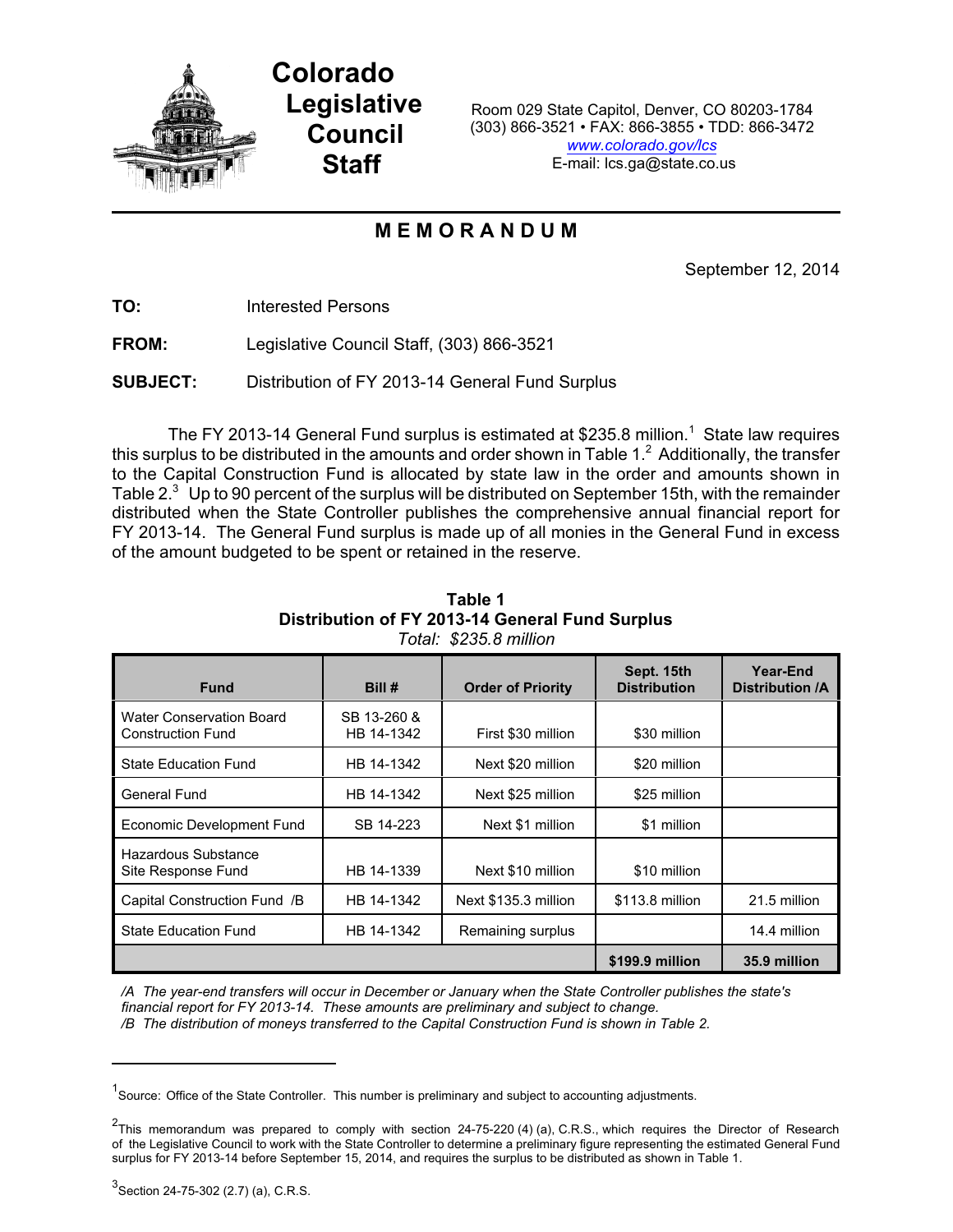# Colorado Legislative Council Staff

Room 029 State Capitol, Denver, CO 80203-1784
(303) 866-3521 • FAX: 866-3855 • TDD: 866-3472
www.colorado.gov/lcs
E-mail: lcs.ga@state.co.us

## MEMORANDUM

September 12, 2014

**TO:** Interested Persons

**FROM:** Legislative Council Staff, (303) 866-3521

**SUBJECT:** Distribution of FY 2013-14 General Fund Surplus

The FY 2013-14 General Fund surplus is estimated at $235.8 million.[1] State law requires this surplus to be distributed in the amounts and order shown in Table 1.[2] Additionally, the transfer to the Capital Construction Fund is allocated by state law in the order and amounts shown in Table 2.[3] Up to 90 percent of the surplus will be distributed on September 15th, with the remainder distributed when the State Controller publishes the comprehensive annual financial report for FY 2013-14. The General Fund surplus is made up of all monies in the General Fund in excess of the amount budgeted to be spent or retained in the reserve.

**Table 1**
**Distribution of FY 2013-14 General Fund Surplus**
*Total: $235.8 million*

| Fund | Bill # | Order of Priority | Sept. 15th Distribution | Year-End Distribution /A |
|---|---|---|---|---|
| Water Conservation Board Construction Fund | SB 13-260 & HB 14-1342 | First $30 million | $30 million | |
| State Education Fund | HB 14-1342 | Next $20 million | $20 million | |
| General Fund | HB 14-1342 | Next $25 million | $25 million | |
| Economic Development Fund | SB 14-223 | Next $1 million | $1 million | |
| Hazardous Substance Site Response Fund | HB 14-1339 | Next $10 million | $10 million | |
| Capital Construction Fund /B | HB 14-1342 | Next $135.3 million | $113.8 million | 21.5 million |
| State Education Fund | HB 14-1342 | Remaining surplus | | 14.4 million |
| | | | **$199.9 million** | **35.9 million** |

*/A The year-end transfers will occur in December or January when the State Controller publishes the state's financial report for FY 2013-14. These amounts are preliminary and subject to change.*
*/B The distribution of moneys transferred to the Capital Construction Fund is shown in Table 2.*

---

[1] Source: Office of the State Controller. This number is preliminary and subject to accounting adjustments.

[2] This memorandum was prepared to comply with section 24-75-220 (4) (a), C.R.S., which requires the Director of Research of the Legislative Council to work with the State Controller to determine a preliminary figure representing the estimated General Fund surplus for FY 2013-14 before September 15, 2014, and requires the surplus to be distributed as shown in Table 1.

[3] Section 24-75-302 (2.7) (a), C.R.S.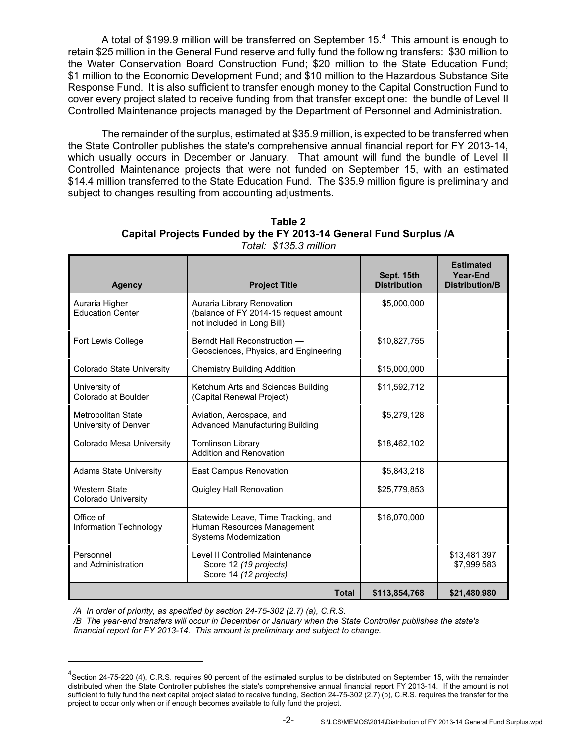A total of $199.9 million will be transferred on September 15.[4] This amount is enough to retain $25 million in the General Fund reserve and fully fund the following transfers: $30 million to the Water Conservation Board Construction Fund; $20 million to the State Education Fund; $1 million to the Economic Development Fund; and $10 million to the Hazardous Substance Site Response Fund. It is also sufficient to transfer enough money to the Capital Construction Fund to cover every project slated to receive funding from that transfer except one: the bundle of Level II Controlled Maintenance projects managed by the Department of Personnel and Administration.

The remainder of the surplus, estimated at $35.9 million, is expected to be transferred when the State Controller publishes the state's comprehensive annual financial report for FY 2013-14, which usually occurs in December or January. That amount will fund the bundle of Level II Controlled Maintenance projects that were not funded on September 15, with an estimated $14.4 million transferred to the State Education Fund. The $35.9 million figure is preliminary and subject to changes resulting from accounting adjustments.

**Table 2**
**Capital Projects Funded by the FY 2013-14 General Fund Surplus /A**
*Total: $135.3 million*

| Agency | Project Title | Sept. 15th Distribution | Estimated Year-End Distribution/B |
|---|---|---|---|
| Auraria Higher Education Center | Auraria Library Renovation (balance of FY 2014-15 request amount not included in Long Bill) | $5,000,000 | |
| Fort Lewis College | Berndt Hall Reconstruction — Geosciences, Physics, and Engineering | $10,827,755 | |
| Colorado State University | Chemistry Building Addition | $15,000,000 | |
| University of Colorado at Boulder | Ketchum Arts and Sciences Building (Capital Renewal Project) | $11,592,712 | |
| Metropolitan State University of Denver | Aviation, Aerospace, and Advanced Manufacturing Building | $5,279,128 | |
| Colorado Mesa University | Tomlinson Library Addition and Renovation | $18,462,102 | |
| Adams State University | East Campus Renovation | $5,843,218 | |
| Western State Colorado University | Quigley Hall Renovation | $25,779,853 | |
| Office of Information Technology | Statewide Leave, Time Tracking, and Human Resources Management Systems Modernization | $16,070,000 | |
| Personnel and Administration | Level II Controlled Maintenance<br>Score 12 *(19 projects)*<br>Score 14 *(12 projects)* | | $13,481,397<br>$7,999,583 |
| | **Total** | **$113,854,768** | **$21,480,980** |

*/A In order of priority, as specified by section 24-75-302 (2.7) (a), C.R.S.*
*/B The year-end transfers will occur in December or January when the State Controller publishes the state's financial report for FY 2013-14. This amount is preliminary and subject to change.*

[4] Section 24-75-220 (4), C.R.S. requires 90 percent of the estimated surplus to be distributed on September 15, with the remainder distributed when the State Controller publishes the state's comprehensive annual financial report FY 2013-14. If the amount is not sufficient to fully fund the next capital project slated to receive funding, Section 24-75-302 (2.7) (b), C.R.S. requires the transfer for the project to occur only when or if enough becomes available to fully fund the project.